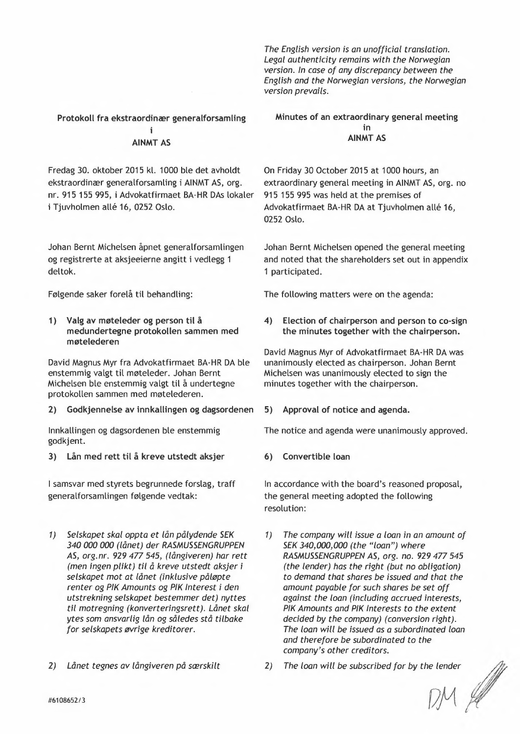*The English version is an unofficial translation. Legal authenticity remains with the Norwegian version. In case of any discrepancy between the English and the Norwegian versions, the Norwegian version prevails.*

**Protokoll fra ekstraordinær generalforsamling i AINMT AS**

Fredag 30. oktober 2015 kl. 1000 ble det avholdt ekstraordinær generalforsamling i AINMT AS, org. nr. 915 155 995, i Advokatfirmaet BA-HR DAs lokaler i Tjuvholmen allé 16, 0252 Oslo.

Johan Bernt Michelsen åpnet generalforsamlingen og registrerte at aksjeeierne angitt i vedlegg 1 deltok.

Følgende saker forelå til behandling:

**1) Valg av møteleder og person til å medundertegne protokollen sammen med møtelederen**

David Magnus Myr fra Advokatfirmaet BA-HR DA ble enstemmig valgt til møteleder. Johan Bernt Michelsen ble enstemmig valgt til å undertegne protokollen sammen med møtelederen.

**2) Godkjennelse av innkallingen og dagsordenen**

Innkallingen og dagsordenen ble enstemmig godkjent.

**3) Lån med rett til å kreve utstedt aksjer**

I samsvar med styrets begrunnede forslag, traff generalforsamlingen følgende vedtak:

1) *Selskapet skal oppta et lån pålydende SEK 340 000 000 (lånet) der RASMUSSENGRUPPEN AS, org.nr. 929 477 545, (långiveren) har rett (men ingen plikt) til å kreve utstedt aksjer i selskapet mot at lånet (inklusive påløpte renter og PIK Amounts og PIK Interest i den utstrekning selskapet bestemmer det) nyttes til motregning (konverteringsrett). Lånet skal ytes som ansvarlig lån og således stå tilbake for selskapets øvrige kreditorer.*

2) *Lånet tegnes av långiveren på særskilt*

**Minutes of an extraordinary general meeting in AINMT AS**

On Friday 30 October 2015 at 1000 hours, an extraordinary general meeting in AINMT AS, org. no 915 155 995 was held at the premises of Advokatfirmaet BA-HR DA at Tjuvholmen allé 16, 0252 Oslo.

Johan Bernt Michelsen opened the general meeting and noted that the shareholders set out in appendix 1 participated.

The following matters were on the agenda:

**4) Election of chairperson and person to co-sign the minutes together with the chairperson.**

David Magnus Myr of Advokatfirmaet BA-HR DA was unanimously elected as chairperson. Johan Bernt Michelsen was unanimously elected to sign the minutes together with the chairperson.

**5) Approval of notice and agenda.**

The notice and agenda were unanimously approved.

**6) Convertible loan**

In accordance with the board's reasoned proposal, the general meeting adopted the following resolution:

1) *The company will issue a loan in an amount of SEK 340,000,000 (the "loan") where RASMUSSENGRUPPEN AS, org. no. 929 477 545 (the lender) has the right (but no obligation) to demand that shares be issued and that the amount payable for such shares be set off against the loan (including accrued interests, PIK Amounts and PIK Interests to the extent decided by the company) (conversion right). The loan will be issued as a subordinated loan and therefore be subordinated to the company's other creditors.*

2) *The loan will be subscribed for by the lender*

#6108652/3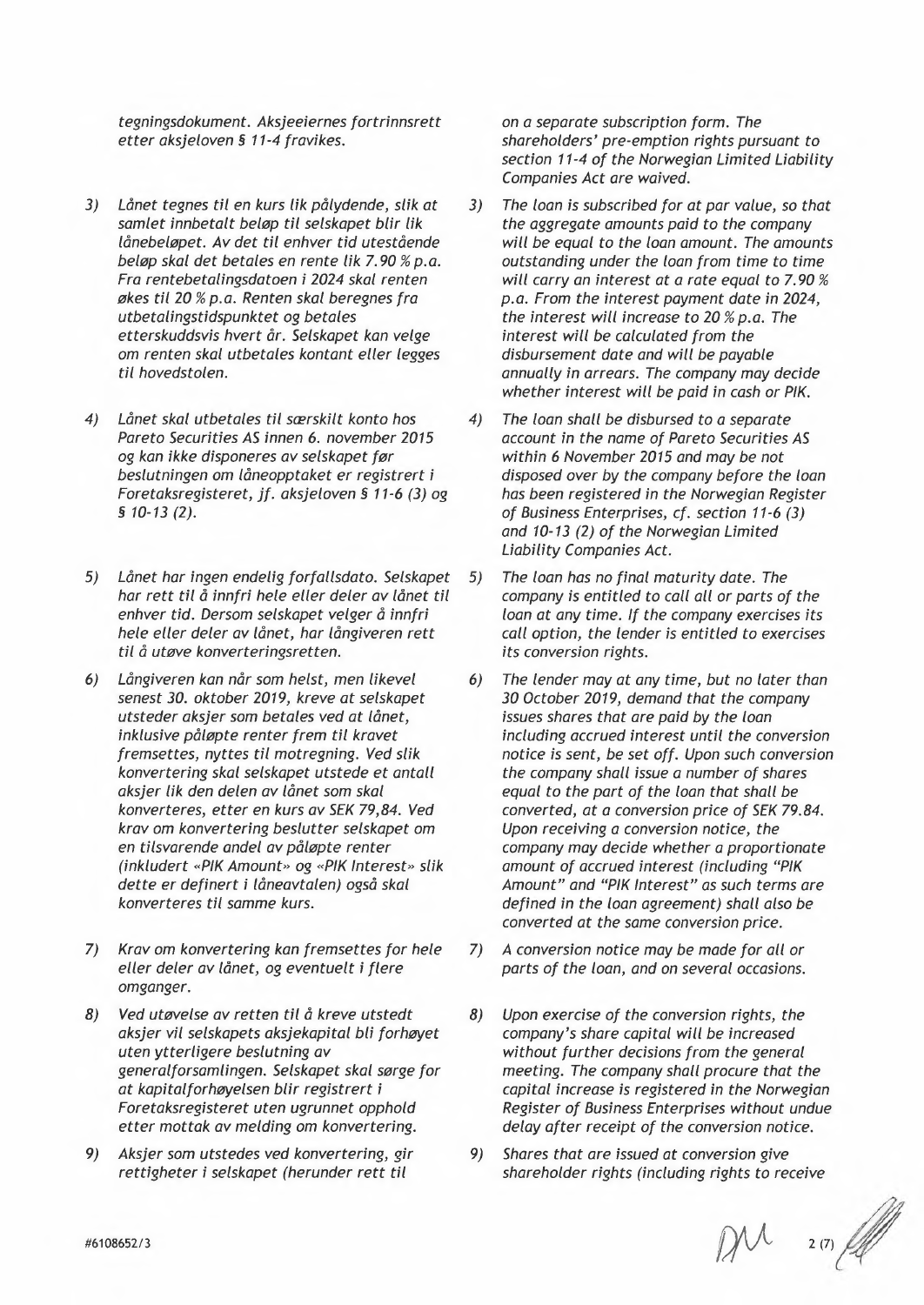*tegningsdokument. Aksjeeiernes fortrinnsrett etter aksjeloven § 11-4 fravikes.*

*on a separate subscription form. The shareholders' pre-emption rights pursuant to section 11-4 of the Norwegian Limited Liability Companies Act are waived.*

3) *Lånet tegnes til en kurs lik pålydende, slik at samlet innbetalt beløp til selskapet blir lik lånebeløpet. Av det til enhver tid utestående beløp skal det betales en rente lik 7.90 % p.a. Fra rentebetalingsdatoen i 2024 skal renten økes til 20 % p.a. Renten skal beregnes fra utbetalingstidspunktet og betales etterskuddsvis hvert år. Selskapet kan velge om renten skal utbetales kontant eller legges til hovedstolen.*

3) *The loan is subscribed for at par value, so that the aggregate amounts paid to the company will be equal to the loan amount. The amounts outstanding under the loan from time to time will carry an interest at a rate equal to 7.90 % p.a. From the interest payment date in 2024, the interest will increase to 20 % p.a. The interest will be calculated from the disbursement date and will be payable annually in arrears. The company may decide whether interest will be paid in cash or PIK.*

4) *Lånet skal utbetales til særskilt konto hos Pareto Securities AS innen 6. november 2015 og kan ikke disponeres av selskapet før beslutningen om låneopptaket er registrert i Foretaksregisteret, jf. aksjeloven § 11-6 (3) og § 10-13 (2).*

4) *The loan shall be disbursed to a separate account in the name of Pareto Securities AS within 6 November 2015 and may be not disposed over by the company before the loan has been registered in the Norwegian Register of Business Enterprises, cf. section 11-6 (3) and 10-13 (2) of the Norwegian Limited Liability Companies Act.*

5) *Lånet har ingen endelig forfallsdato. Selskapet har rett til å innfri hele eller deler av lånet til enhver tid. Dersom selskapet velger å innfri hele eller deler av lånet, har långiveren rett til å utøve konverteringsretten.*

5) *The loan has no final maturity date. The company is entitled to call all or parts of the loan at any time. If the company exercises its call option, the lender is entitled to exercises its conversion rights.*

6) *Långiveren kan når som helst, men likevel senest 30. oktober 2019, kreve at selskapet utsteder aksjer som betales ved at lånet, inklusive påløpte renter frem til kravet fremsettes, nyttes til motregning. Ved slik konvertering skal selskapet utstede et antall aksjer lik den delen av lånet som skal konverteres, etter en kurs av SEK 79,84. Ved krav om konvertering beslutter selskapet om en tilsvarende andel av påløpte renter (inkludert «PIK Amount» og «PIK Interest» slik dette er definert i låneavtalen) også skal konverteres til samme kurs.*

6) *The lender may at any time, but no later than 30 October 2019, demand that the company issues shares that are paid by the loan including accrued interest until the conversion notice is sent, be set off. Upon such conversion the company shall issue a number of shares equal to the part of the loan that shall be converted, at a conversion price of SEK 79.84. Upon receiving a conversion notice, the company may decide whether a proportionate amount of accrued interest (including "PIK Amount" and "PIK Interest" as such terms are defined in the loan agreement) shall also be converted at the same conversion price.*

7) *Krav om konvertering kan fremsettes for hele eller deler av lånet, og eventuelt i flere omganger.*

7) *A conversion notice may be made for all or parts of the loan, and on several occasions.*

8) *Ved utøvelse av retten til å kreve utstedt aksjer vil selskapets aksjekapital bli forhøyet uten ytterligere beslutning av generalforsamlingen. Selskapet skal sørge for at kapitalforhøyelsen blir registrert i Foretaksregisteret uten ugrunnet opphold etter mottak av melding om konvertering.*

8) *Upon exercise of the conversion rights, the company's share capital will be increased without further decisions from the general meeting. The company shall procure that the capital increase is registered in the Norwegian Register of Business Enterprises without undue delay after receipt of the conversion notice.*

9) *Aksjer som utstedes ved konvertering, gir rettigheter i selskapet (herunder rett til*

9) *Shares that are issued at conversion give shareholder rights (including rights to receive*

#6108652/3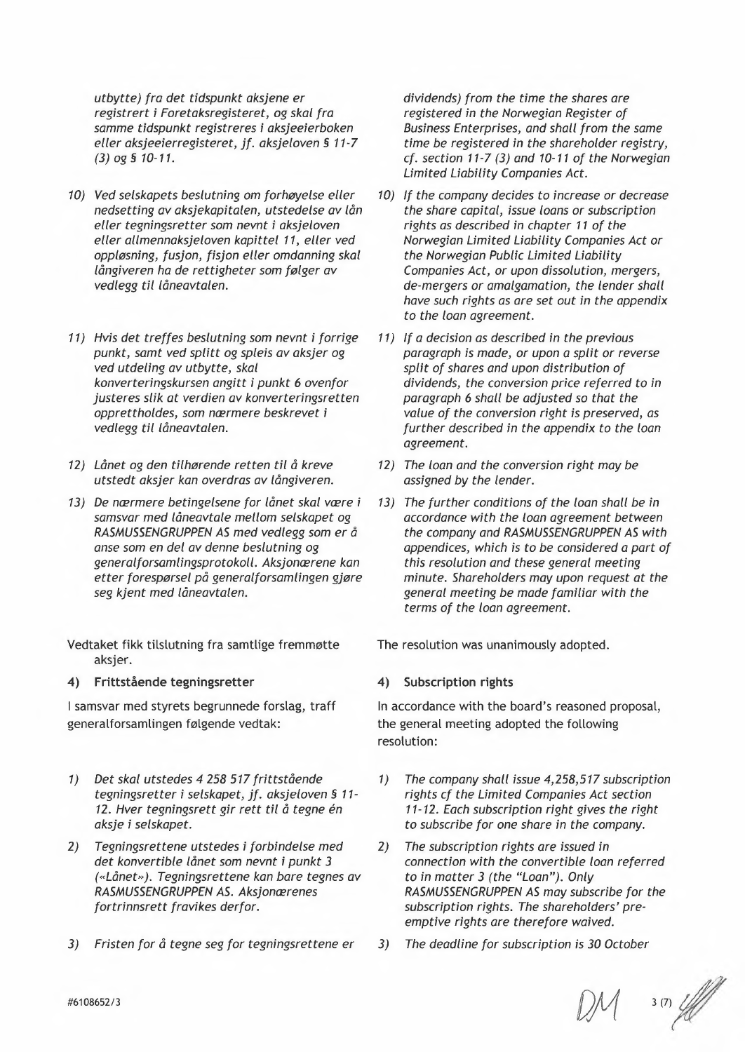*utbytte) fra det tidspunkt aksjene er registrert i Foretaksregisteret, og skal fra samme tidspunkt registreres i aksjeeierboken eller aksjeeierregisteret, jf. aksjeloven § 11-7 (3) og § 10-11.*

10) *Ved selskapets beslutning om forhøyelse eller nedsetting av aksjekapitalen, utstedelse av lån eller tegningsretter som nevnt i aksjeloven eller allmennaksjeloven kapittel 11, eller ved oppløsning, fusjon, fisjon eller omdanning skal långiveren ha de rettigheter som følger av vedlegg til låneavtalen.*

11) *Hvis det treffes beslutning som nevnt i forrige punkt, samt ved splitt og spleis av aksjer og ved utdeling av utbytte, skal konverteringskursen angitt i punkt 6 ovenfor justeres slik at verdien av konverteringsretten opprettholdes, som nærmere beskrevet i vedlegg til låneavtalen.*

12) *Lånet og den tilhørende retten til å kreve utstedt aksjer kan overdras av långiveren.*

13) *De nærmere betingelsene for lånet skal være i samsvar med låneavtale mellom selskapet og RASMUSSENGRUPPEN AS med vedlegg som er å anse som en del av denne beslutning og generalforsamlingsprotokoll. Aksjonærene kan etter forespørsel på generalforsamlingen gjøre seg kjent med låneavtalen.*

Vedtaket fikk tilslutning fra samtlige fremmøtte aksjer.

**4) Frittstående tegningsretter**

I samsvar med styrets begrunnede forslag, traff generalforsamlingen følgende vedtak:

1) *Det skal utstedes 4 258 517 frittstående tegningsretter i selskapet, jf. aksjeloven § 11-12. Hver tegningsrett gir rett til å tegne én aksje i selskapet.*

2) *Tegningsrettene utstedes i forbindelse med det konvertible lånet som nevnt i punkt 3 («Lånet»). Tegningsrettene kan bare tegnes av RASMUSSENGRUPPEN AS. Aksjonærenes fortrinnsrett fravikes derfor.*

3) *Fristen for å tegne seg for tegningsrettene er*

*dividends) from the time the shares are registered in the Norwegian Register of Business Enterprises, and shall from the same time be registered in the shareholder registry, cf. section 11-7 (3) and 10-11 of the Norwegian Limited Liability Companies Act.*

10) *If the company decides to increase or decrease the share capital, issue loans or subscription rights as described in chapter 11 of the Norwegian Limited Liability Companies Act or the Norwegian Public Limited Liability Companies Act, or upon dissolution, mergers, de-mergers or amalgamation, the lender shall have such rights as are set out in the appendix to the loan agreement.*

11) *If a decision as described in the previous paragraph is made, or upon a split or reverse split of shares and upon distribution of dividends, the conversion price referred to in paragraph 6 shall be adjusted so that the value of the conversion right is preserved, as further described in the appendix to the loan agreement.*

12) *The loan and the conversion right may be assigned by the lender.*

13) *The further conditions of the loan shall be in accordance with the loan agreement between the company and RASMUSSENGRUPPEN AS with appendices, which is to be considered a part of this resolution and these general meeting minute. Shareholders may upon request at the general meeting be made familiar with the terms of the loan agreement.*

The resolution was unanimously adopted.

**4) Subscription rights**

In accordance with the board's reasoned proposal, the general meeting adopted the following resolution:

1) *The company shall issue 4,258,517 subscription rights cf the Limited Companies Act section 11-12. Each subscription right gives the right to subscribe for one share in the company.*

2) *The subscription rights are issued in connection with the convertible loan referred to in matter 3 (the "Loan"). Only RASMUSSENGRUPPEN AS may subscribe for the subscription rights. The shareholders' pre-emptive rights are therefore waived.*

3) *The deadline for subscription is 30 October*

#6108652/3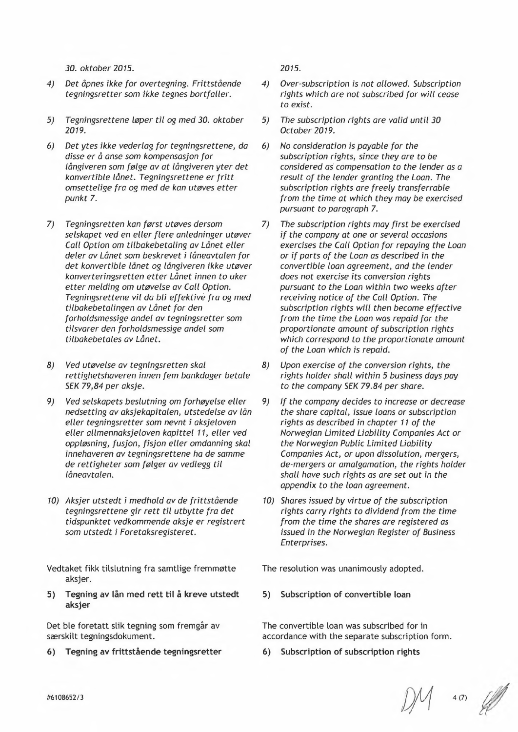*30. oktober 2015.*

4) *Det åpnes ikke for overtegning. Frittstående tegningsretter som ikke tegnes bortfaller.*

5) *Tegningsrettene løper til og med 30. oktober 2019.*

6) *Det ytes ikke vederlag for tegningsrettene, da disse er å anse som kompensasjon for långiveren som følge av at långiveren yter det konvertible lånet. Tegningsrettene er fritt omsettelige fra og med de kan utøves etter punkt 7.*

7) *Tegningsretten kan først utøves dersom selskapet ved en eller flere anledninger utøver Call Option om tilbakebetaling av Lånet eller deler av Lånet som beskrevet i låneavtalen for det konvertible lånet og långiveren ikke utøver konverteringsretten etter Lånet innen to uker etter melding om utøvelse av Call Option. Tegningsrettene vil da bli effektive fra og med tilbakebetalingen av Lånet for den forholdsmessige andel av tegningsretter som tilsvarer den forholdsmessige andel som tilbakebetales av Lånet.*

8) *Ved utøvelse av tegningsretten skal rettighetshaveren innen fem bankdager betale SEK 79,84 per aksje.*

9) *Ved selskapets beslutning om forhøyelse eller nedsetting av aksjekapitalen, utstedelse av lån eller tegningsretter som nevnt i aksjeloven eller allmennaksjeloven kapittel 11, eller ved oppløsning, fusjon, fisjon eller omdanning skal innehaveren av tegningsrettene ha de samme de rettigheter som følger av vedlegg til låneavtalen.*

10) *Aksjer utstedt i medhold av de frittstående tegningsrettene gir rett til utbytte fra det tidspunktet vedkommende aksje er registrert som utstedt i Foretaksregisteret.*

Vedtaket fikk tilslutning fra samtlige fremmøtte aksjer.

**5) Tegning av lån med rett til å kreve utstedt aksjer**

Det ble foretatt slik tegning som fremgår av særskilt tegningsdokument.

**6) Tegning av frittstående tegningsretter**

*2015.*

4) *Over-subscription is not allowed. Subscription rights which are not subscribed for will cease to exist.*

5) *The subscription rights are valid until 30 October 2019.*

6) *No consideration is payable for the subscription rights, since they are to be considered as compensation to the lender as a result of the lender granting the Loan. The subscription rights are freely transferrable from the time at which they may be exercised pursuant to paragraph 7.*

7) *The subscription rights may first be exercised if the company at one or several occasions exercises the Call Option for repaying the Loan or if parts of the Loan as described in the convertible loan agreement, and the lender does not exercise its conversion rights pursuant to the Loan within two weeks after receiving notice of the Call Option. The subscription rights will then become effective from the time the Loan was repaid for the proportionate amount of subscription rights which correspond to the proportionate amount of the Loan which is repaid.*

8) *Upon exercise of the conversion rights, the rights holder shall within 5 business days pay to the company SEK 79.84 per share.*

9) *If the company decides to increase or decrease the share capital, issue loans or subscription rights as described in chapter 11 of the Norwegian Limited Liability Companies Act or the Norwegian Public Limited Liability Companies Act, or upon dissolution, mergers, de-mergers or amalgamation, the rights holder shall have such rights as are set out in the appendix to the loan agreement.*

10) *Shares issued by virtue of the subscription rights carry rights to dividend from the time from the time the shares are registered as issued in the Norwegian Register of Business Enterprises.*

The resolution was unanimously adopted.

**5) Subscription of convertible loan**

The convertible loan was subscribed for in accordance with the separate subscription form.

**6) Subscription of subscription rights**

#6108652/3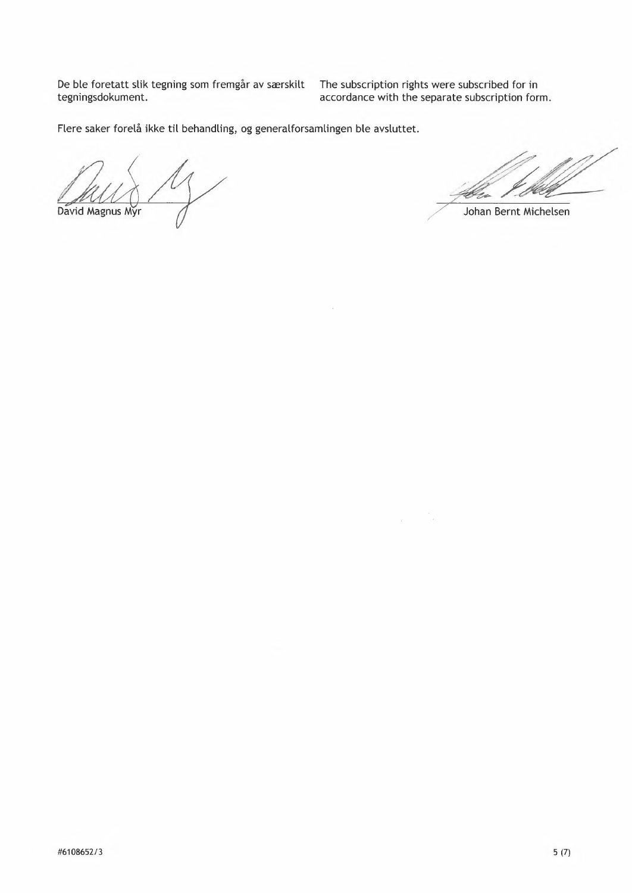De ble foretatt slik tegning som fremgår av særskilt tegningsdokument.

The subscription rights were subscribed for in accordance with the separate subscription form.

Flere saker forelå ikke til behandling, og generalforsamlingen ble avsluttet.

David Magnus Myr

Johan Bernt Michelsen

#6108652/3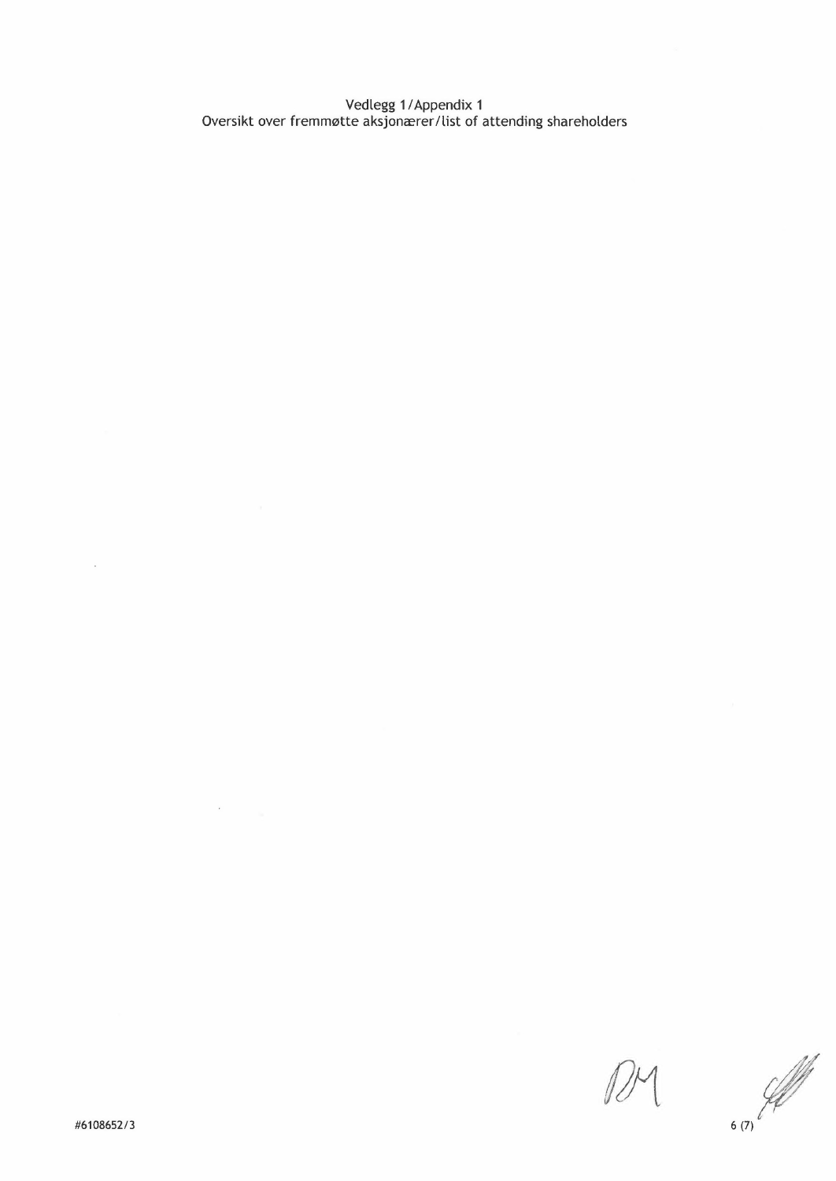Vedlegg 1/Appendix 1

Oversikt over fremmøtte aksjonærer/list of attending shareholders

#6108652/3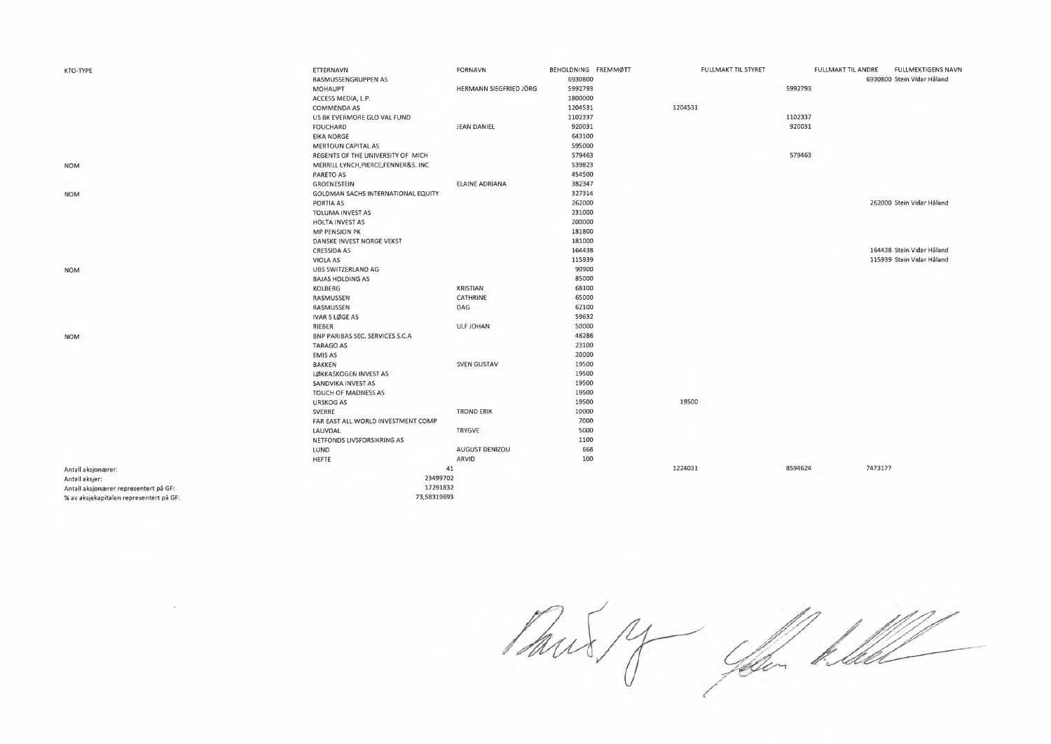| KTO-TYPE | ETTERNAVN | FORNAVN | BEHOLDNING | FREMMØTT | FULLMAKT TIL STYRET | FULLMAKT TIL ANDRE | FULLMEKTIGENS NAVN |
|---|---|---|---|---|---|---|---|
| | RASMUSSENGRUPPEN AS | | 6930800 | | | 6930800 | Stein Vidar Håland |
| | MOHAUPT | HERMANN SIEGFRIED JÖRG | 5992793 | | 5992793 | | |
| | ACCESS MEDIA, L.P. | | 1800000 | | | | |
| | COMMENDA AS | | 1204531 | 1204531 | | | |
| | US BK EVERMORE GLO VAL FUND | | 1102337 | | 1102337 | | |
| | FOUCHARD | JEAN DANIEL | 920031 | | 920031 | | |
| | EIKA NORGE | | 643100 | | | | |
| | MERTOUN CAPITAL AS | | 595000 | | | | |
| | REGENTS OF THE UNIVERSITY OF MICH | | 579463 | | 579463 | | |
| NOM | MERRILL LYNCH,PIERCE,FENNER&S. INC | | 539823 | | | | |
| | PARETO AS | | 454500 | | | | |
| | GROENESTEIN | ELAINE ADRIANA | 382347 | | | | |
| NOM | GOLDMAN SACHS INTERNATIONAL EQUITY | | 327314 | | | | |
| | PORTIA AS | | 262000 | | | 262000 | Stein Vidar Håland |
| | TOLUMA INVEST AS | | 231000 | | | | |
| | HOLTA INVEST AS | | 200000 | | | | |
| | MP PENSJON PK | | 181800 | | | | |
| | DANSKE INVEST NORGE VEKST | | 181000 | | | | |
| | CRESSIDA AS | | 164438 | | | 164438 | Stein Vidar Håland |
| | VIOLA AS | | 115939 | | | 115939 | Stein Vidar Håland |
| NOM | UBS SWITZERLAND AG | | 90900 | | | | |
| | BAJAS HOLDING AS | | 85000 | | | | |
| | KOLBERG | KRISTIAN | 68100 | | | | |
| | RASMUSSEN | CATHRINE | 65000 | | | | |
| | RASMUSSEN | DAG | 62100 | | | | |
| | IVAR S LØGE AS | | 59632 | | | | |
| | RIEBER | ULF JOHAN | 50000 | | | | |
| NOM | BNP PARIBAS SEC. SERVICES S.C.A | | 46286 | | | | |
| | TARAGO AS | | 23100 | | | | |
| | EMIS AS | | 20000 | | | | |
| | BAKKEN | SVEN GUSTAV | 19500 | | | | |
| | LØKKASKOGEN INVEST AS | | 19500 | | | | |
| | SANDVIKA INVEST AS | | 19500 | | | | |
| | TOUCH OF MADNESS AS | | 19500 | | | | |
| | URSKOG AS | | 19500 | 19500 | | | |
| | SVERRE | TROND ERIK | 10000 | | | | |
| | FAR EAST ALL WORLD INVESTMENT COMP | | 7000 | | | | |
| | LAUVDAL | TRYGVE | 5000 | | | | |
| | NETFONDS LIVSFORSIKRING AS | | 1100 | | | | |
| | LUND | AUGUST DENIZOU | 668 | | | | |
| | HEFTE | ARVID | 100 | | | | |
| Antall aksjonærer: | 41 | | | 1224031 | 8594624 | 7473177 | |
| Antall aksjer: | 23499702 | | | | | | |
| Antall aksjonærer representert på GF: | 17291832 | | | | | | |
| % av aksjekapitalen representert på GF: | 73,58319693 | | | | | | |